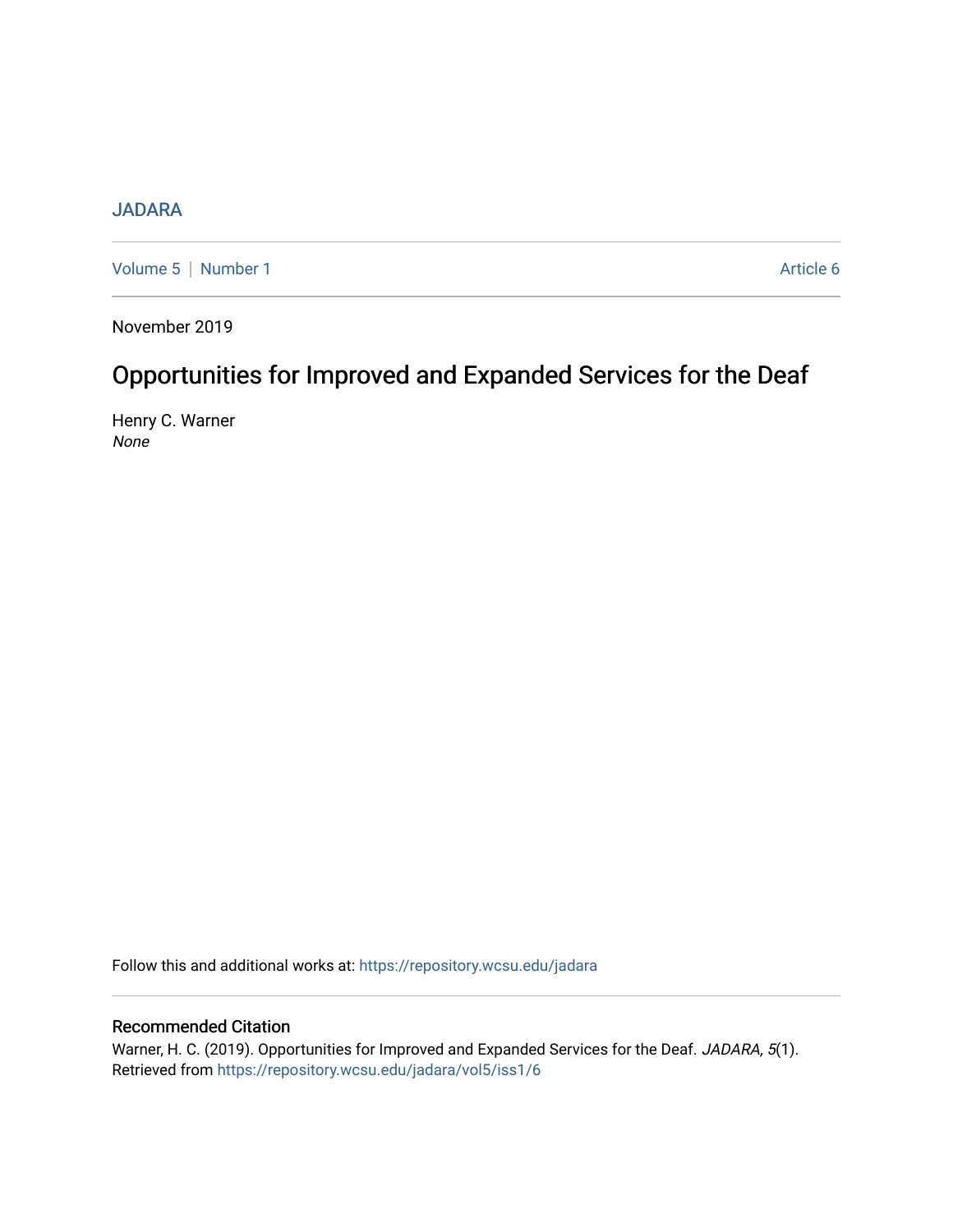JADARA

Volume 5 | Number 1 | Article 6

November 2019

# Opportunities for Improved and Expanded Services for the Deaf

Henry C. Warner
*None*

Follow this and additional works at: https://repository.wcsu.edu/jadara

## Recommended Citation

Warner, H. C. (2019). Opportunities for Improved and Expanded Services for the Deaf. *JADARA, 5*(1). Retrieved from https://repository.wcsu.edu/jadara/vol5/iss1/6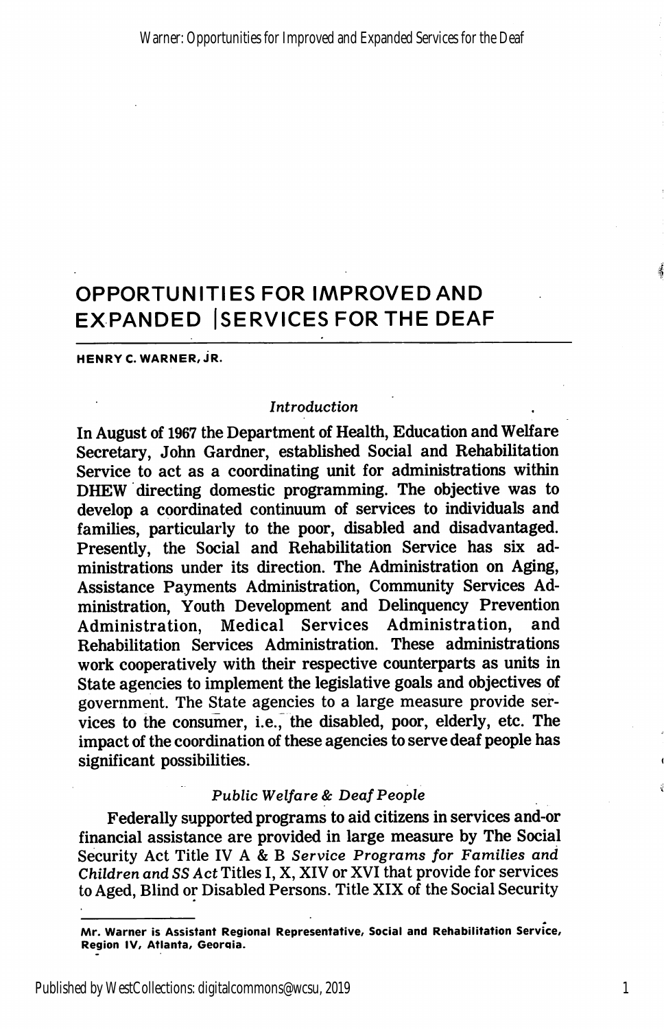# OPPORTUNITIES FOR IMPROVED AND EXPANDED SERVICES FOR THE DEAF

**HENRY C. WARNER, JR.**

*Introduction*

In August of 1967 the Department of Health, Education and Welfare Secretary, John Gardner, established Social and Rehabilitation Service to act as a coordinating unit for administrations within DHEW directing domestic programming. The objective was to develop a coordinated continuum of services to individuals and families, particularly to the poor, disabled and disadvantaged. Presently, the Social and Rehabilitation Service has six administrations under its direction. The Administration on Aging, Assistance Payments Administration, Community Services Administration, Youth Development and Delinquency Prevention Administration, Medical Services Administration, and Rehabilitation Services Administration. These administrations work cooperatively with their respective counterparts as units in State agencies to implement the legislative goals and objectives of government. The State agencies to a large measure provide services to the consumer, i.e., the disabled, poor, elderly, etc. The impact of the coordination of these agencies to serve deaf people has significant possibilities.

*Public Welfare & Deaf People*

Federally supported programs to aid citizens in services and-or financial assistance are provided in large measure by The Social Security Act Title IV A & B *Service Programs for Families and Children and SS Act* Titles I, X, XIV or XVI that provide for services to Aged, Blind or Disabled Persons. Title XIX of the Social Security

---

**Mr. Warner is Assistant Regional Representative, Social and Rehabilitation Service, Region IV, Atlanta, Georgia.**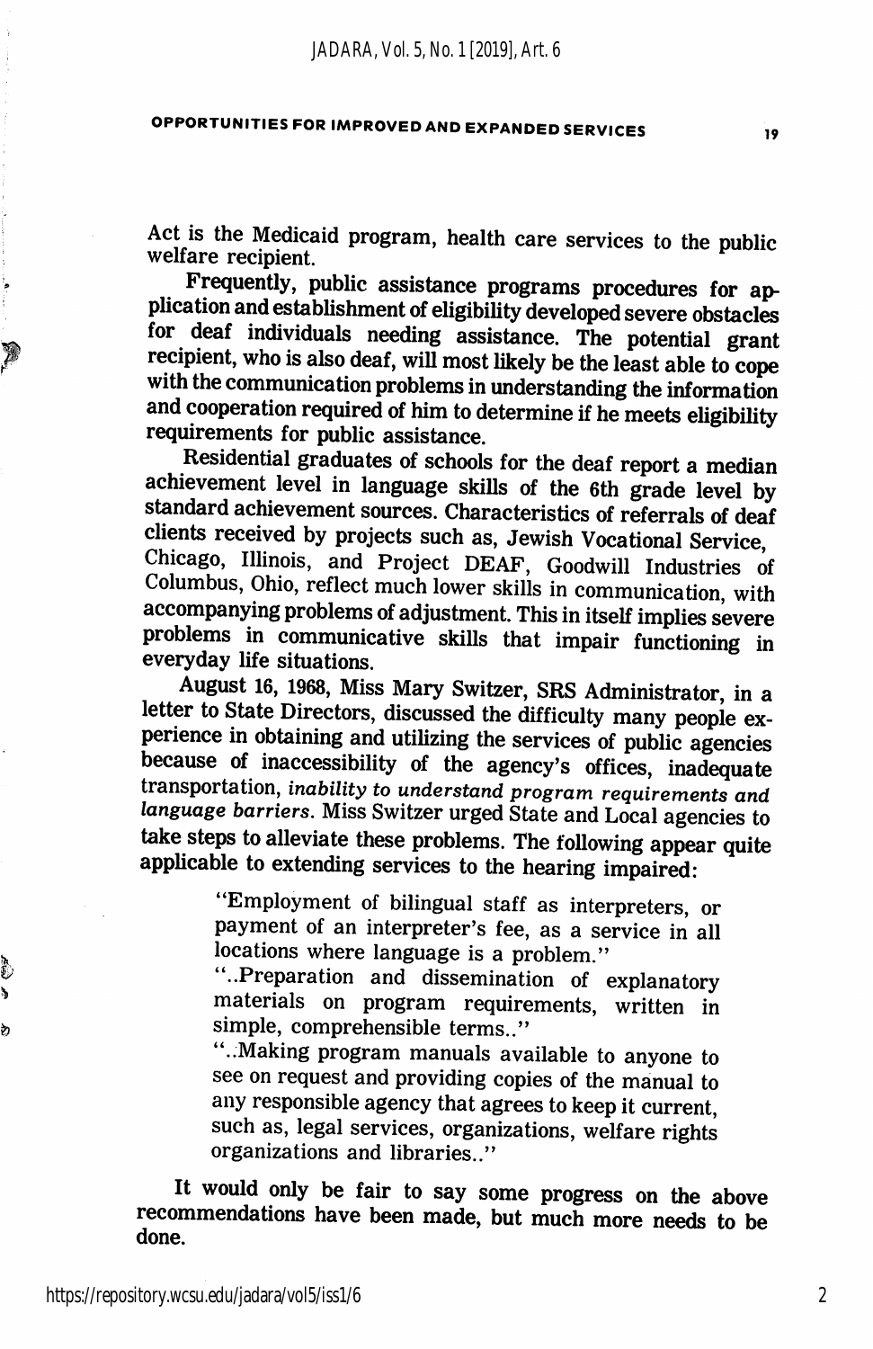Act is the Medicaid program, health care services to the public welfare recipient.

Frequently, public assistance programs procedures for application and establishment of eligibility developed severe obstacles for deaf individuals needing assistance. The potential grant recipient, who is also deaf, will most likely be the least able to cope with the communication problems in understanding the information and cooperation required of him to determine if he meets eligibility requirements for public assistance.

Residential graduates of schools for the deaf report a median achievement level in language skills of the 6th grade level by standard achievement sources. Characteristics of referrals of deaf clients received by projects such as, Jewish Vocational Service, Chicago, Illinois, and Project DEAF, Goodwill Industries of Columbus, Ohio, reflect much lower skills in communication, with accompanying problems of adjustment. This in itself implies severe problems in communicative skills that impair functioning in everyday life situations.

August 16, 1968, Miss Mary Switzer, SRS Administrator, in a letter to State Directors, discussed the difficulty many people experience in obtaining and utilizing the services of public agencies because of inaccessibility of the agency's offices, inadequate transportation, *inability to understand program requirements and language barriers*. Miss Switzer urged State and Local agencies to take steps to alleviate these problems. The following appear quite applicable to extending services to the hearing impaired:

> "Employment of bilingual staff as interpreters, or payment of an interpreter's fee, as a service in all locations where language is a problem."
>
> "..Preparation and dissemination of explanatory materials on program requirements, written in simple, comprehensible terms.."
>
> "..Making program manuals available to anyone to see on request and providing copies of the manual to any responsible agency that agrees to keep it current, such as, legal services, organizations, welfare rights organizations and libraries.."

It would only be fair to say some progress on the above recommendations have been made, but much more needs to be done.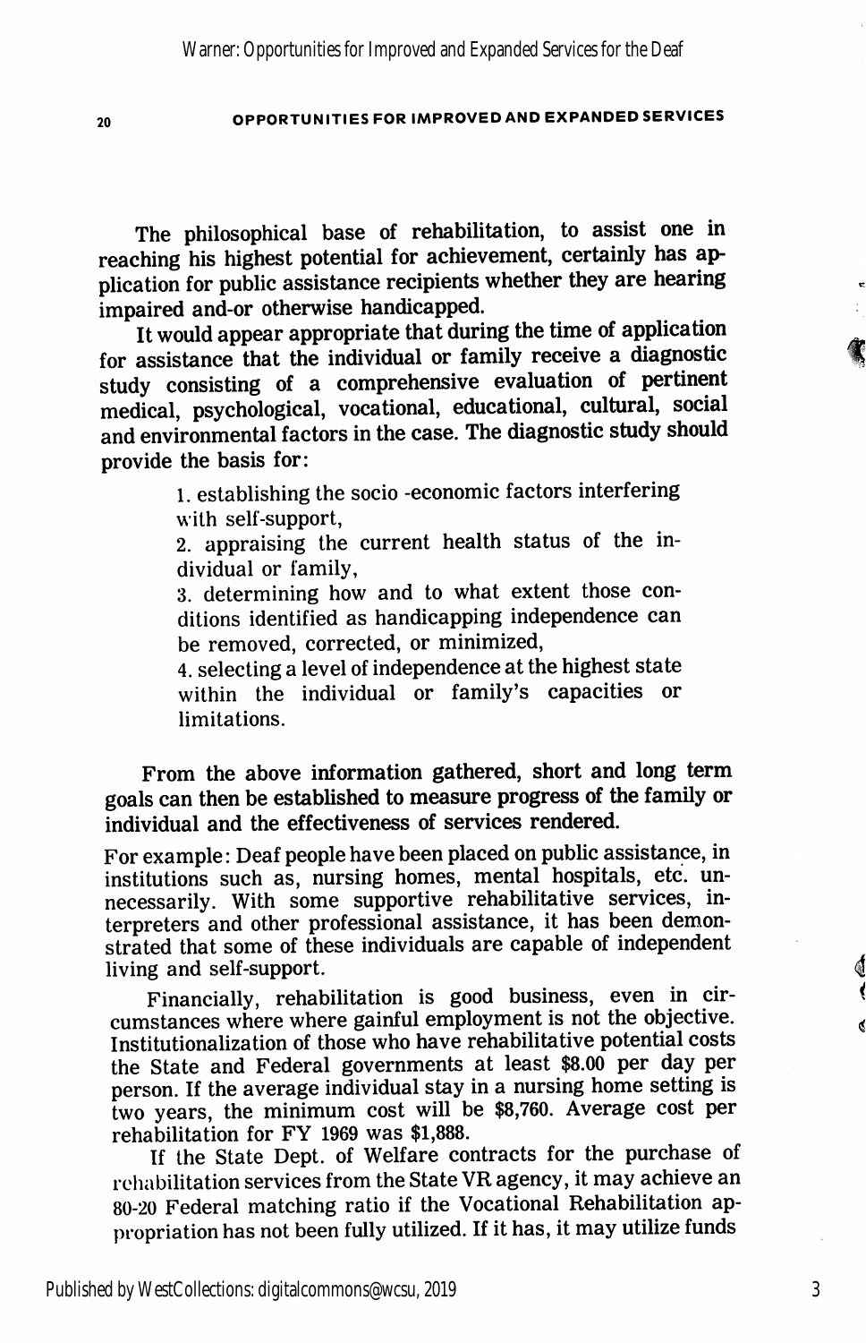The philosophical base of rehabilitation, to assist one in reaching his highest potential for achievement, certainly has application for public assistance recipients whether they are hearing impaired and-or otherwise handicapped.

It would appear appropriate that during the time of application for assistance that the individual or family receive a diagnostic study consisting of a comprehensive evaluation of pertinent medical, psychological, vocational, educational, cultural, social and environmental factors in the case. The diagnostic study should provide the basis for:

1. establishing the socio -economic factors interfering with self-support,
2. appraising the current health status of the individual or family,
3. determining how and to what extent those conditions identified as handicapping independence can be removed, corrected, or minimized,
4. selecting a level of independence at the highest state within the individual or family's capacities or limitations.

From the above information gathered, short and long term goals can then be established to measure progress of the family or individual and the effectiveness of services rendered.

For example: Deaf people have been placed on public assistance, in institutions such as, nursing homes, mental hospitals, etc. unnecessarily. With some supportive rehabilitative services, interpreters and other professional assistance, it has been demonstrated that some of these individuals are capable of independent living and self-support.

Financially, rehabilitation is good business, even in circumstances where where gainful employment is not the objective. Institutionalization of those who have rehabilitative potential costs the State and Federal governments at least $8.00 per day per person. If the average individual stay in a nursing home setting is two years, the minimum cost will be $8,760. Average cost per rehabilitation for FY 1969 was $1,888.

If the State Dept. of Welfare contracts for the purchase of rehabilitation services from the State VR agency, it may achieve an 80-20 Federal matching ratio if the Vocational Rehabilitation appropriation has not been fully utilized. If it has, it may utilize funds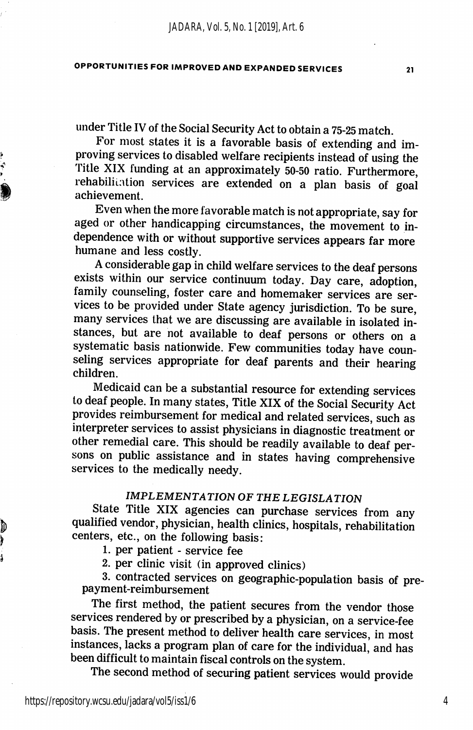under Title IV of the Social Security Act to obtain a 75-25 match.

For most states it is a favorable basis of extending and improving services to disabled welfare recipients instead of using the Title XIX funding at an approximately 50-50 ratio. Furthermore, rehabilitation services are extended on a plan basis of goal achievement.

Even when the more favorable match is not appropriate, say for aged or other handicapping circumstances, the movement to independence with or without supportive services appears far more humane and less costly.

A considerable gap in child welfare services to the deaf persons exists within our service continuum today. Day care, adoption, family counseling, foster care and homemaker services are services to be provided under State agency jurisdiction. To be sure, many services that we are discussing are available in isolated instances, but are not available to deaf persons or others on a systematic basis nationwide. Few communities today have counseling services appropriate for deaf parents and their hearing children.

Medicaid can be a substantial resource for extending services to deaf people. In many states, Title XIX of the Social Security Act provides reimbursement for medical and related services, such as interpreter services to assist physicians in diagnostic treatment or other remedial care. This should be readily available to deaf persons on public assistance and in states having comprehensive services to the medically needy.

### *IMPLEMENTATION OF THE LEGISLATION*

State Title XIX agencies can purchase services from any qualified vendor, physician, health clinics, hospitals, rehabilitation centers, etc., on the following basis:

1. per patient - service fee
2. per clinic visit (in approved clinics)
3. contracted services on geographic-population basis of prepayment-reimbursement

The first method, the patient secures from the vendor those services rendered by or prescribed by a physician, on a service-fee basis. The present method to deliver health care services, in most instances, lacks a program plan of care for the individual, and has been difficult to maintain fiscal controls on the system.

The second method of securing patient services would provide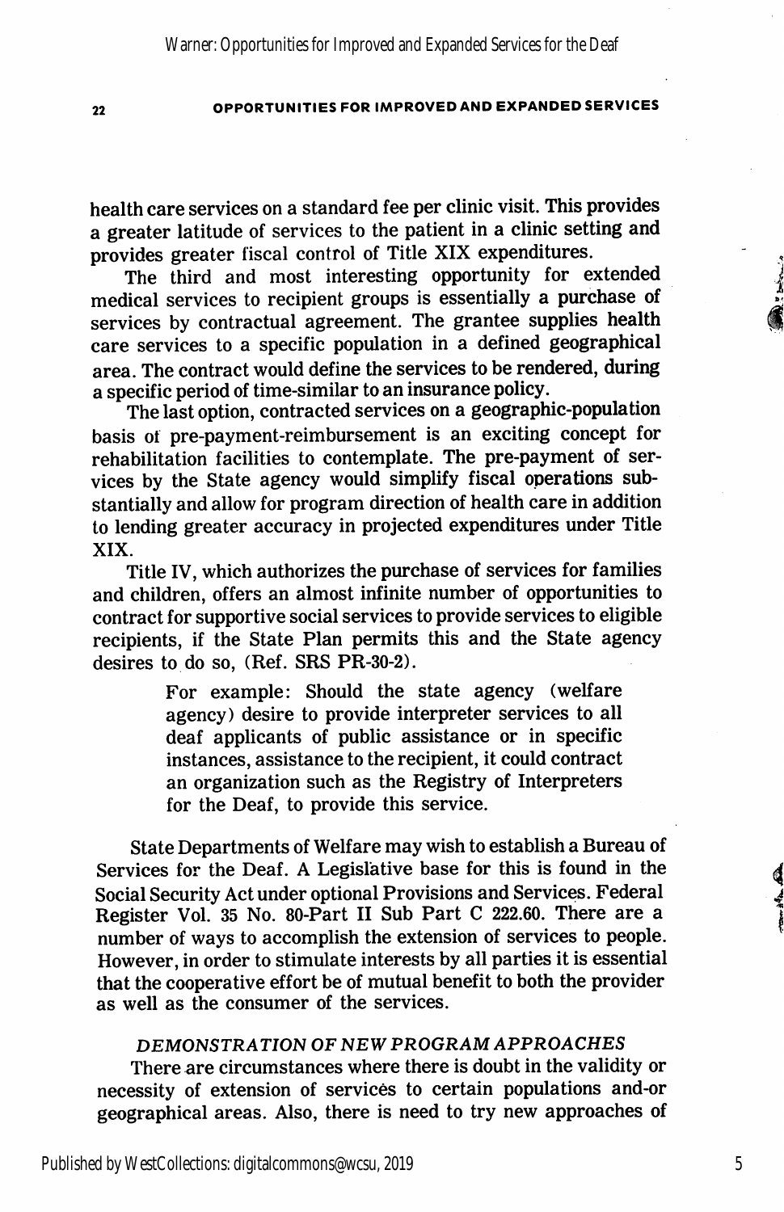health care services on a standard fee per clinic visit. This provides a greater latitude of services to the patient in a clinic setting and provides greater fiscal control of Title XIX expenditures.

The third and most interesting opportunity for extended medical services to recipient groups is essentially a purchase of services by contractual agreement. The grantee supplies health care services to a specific population in a defined geographical area. The contract would define the services to be rendered, during a specific period of time-similar to an insurance policy.

The last option, contracted services on a geographic-population basis of pre-payment-reimbursement is an exciting concept for rehabilitation facilities to contemplate. The pre-payment of services by the State agency would simplify fiscal operations substantially and allow for program direction of health care in addition to lending greater accuracy in projected expenditures under Title XIX.

Title IV, which authorizes the purchase of services for families and children, offers an almost infinite number of opportunities to contract for supportive social services to provide services to eligible recipients, if the State Plan permits this and the State agency desires to do so, (Ref. SRS PR-30-2).

> For example: Should the state agency (welfare agency) desire to provide interpreter services to all deaf applicants of public assistance or in specific instances, assistance to the recipient, it could contract an organization such as the Registry of Interpreters for the Deaf, to provide this service.

State Departments of Welfare may wish to establish a Bureau of Services for the Deaf. A Legislative base for this is found in the Social Security Act under optional Provisions and Services. Federal Register Vol. 35 No. 80-Part II Sub Part C 222.60. There are a number of ways to accomplish the extension of services to people. However, in order to stimulate interests by all parties it is essential that the cooperative effort be of mutual benefit to both the provider as well as the consumer of the services.

### *DEMONSTRATION OF NEW PROGRAM APPROACHES*

There are circumstances where there is doubt in the validity or necessity of extension of services to certain populations and-or geographical areas. Also, there is need to try new approaches of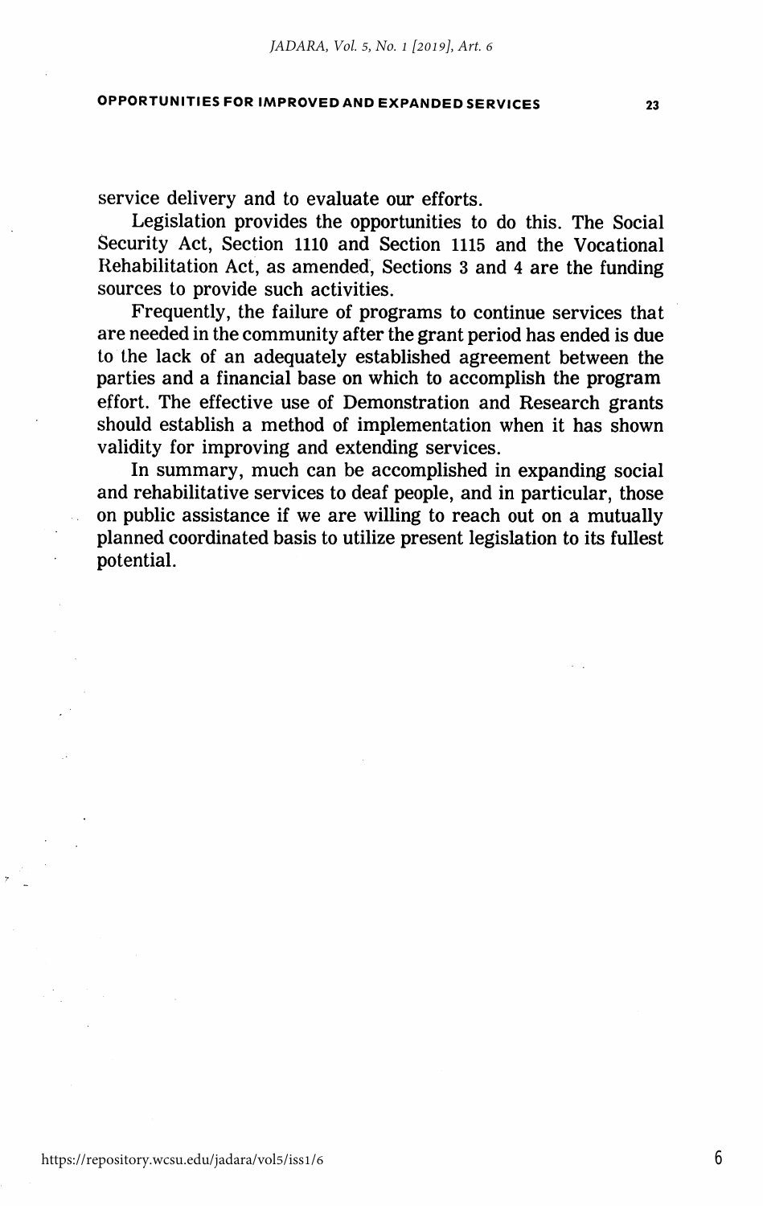service delivery and to evaluate our efforts.

Legislation provides the opportunities to do this. The Social Security Act, Section 1110 and Section 1115 and the Vocational Rehabilitation Act, as amended, Sections 3 and 4 are the funding sources to provide such activities.

Frequently, the failure of programs to continue services that are needed in the community after the grant period has ended is due to the lack of an adequately established agreement between the parties and a financial base on which to accomplish the program effort. The effective use of Demonstration and Research grants should establish a method of implementation when it has shown validity for improving and extending services.

In summary, much can be accomplished in expanding social and rehabilitative services to deaf people, and in particular, those on public assistance if we are willing to reach out on a mutually planned coordinated basis to utilize present legislation to its fullest potential.